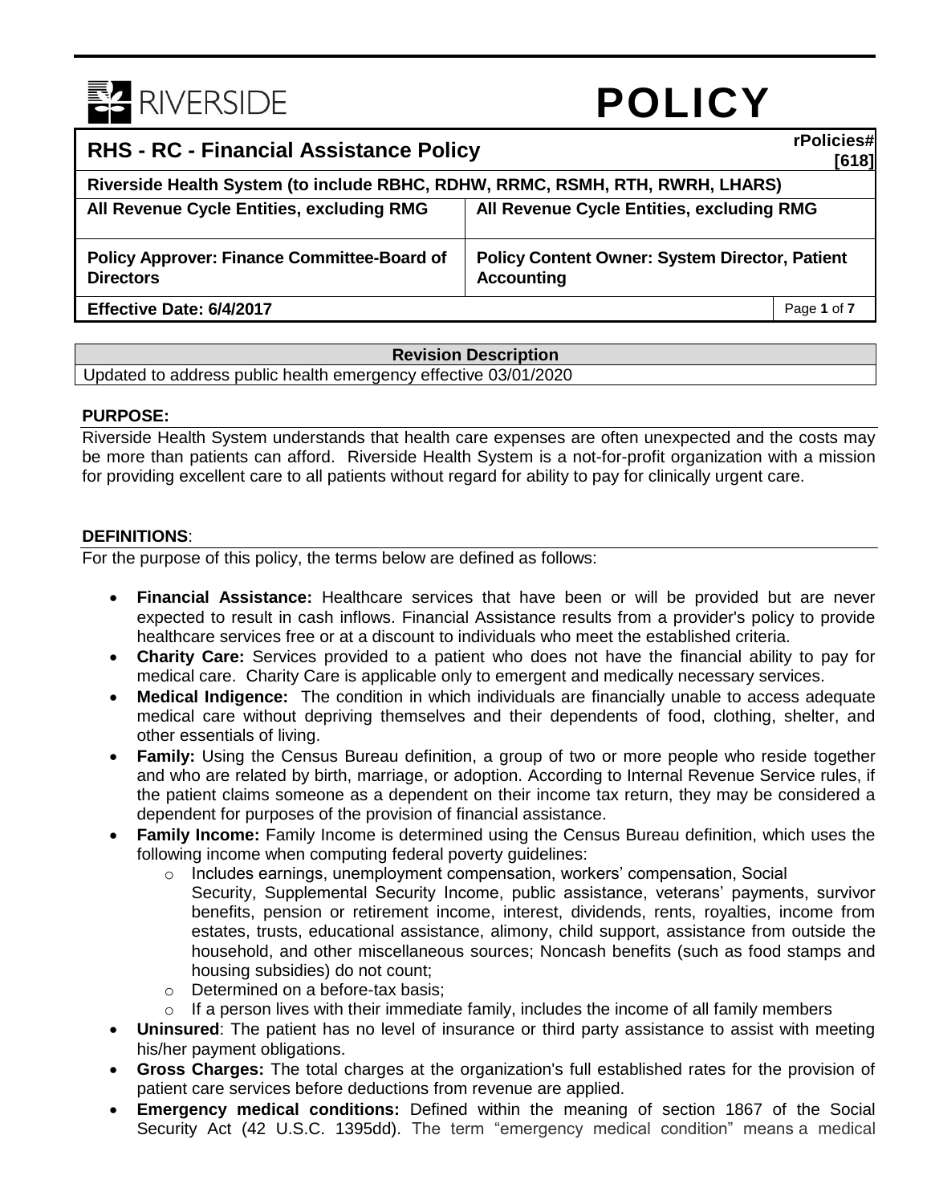# POLICY

| **RHS - RC - Financial Assistance Policy** | **rPolicies# [618]** |
|---|---|
| **Riverside Health System (to include RBHC, RDHW, RRMC, RSMH, RTH, RWRH, LHARS)** | |
| **All Revenue Cycle Entities, excluding RMG** | **All Revenue Cycle Entities, excluding RMG** |
| **Policy Approver: Finance Committee-Board of Directors** | **Policy Content Owner: System Director, Patient Accounting** |
| **Effective Date: 6/4/2017** | |

| **Revision Description** |
|---|
| Updated to address public health emergency effective 03/01/2020 |

## PURPOSE:

Riverside Health System understands that health care expenses are often unexpected and the costs may be more than patients can afford. Riverside Health System is a not-for-profit organization with a mission for providing excellent care to all patients without regard for ability to pay for clinically urgent care.

## DEFINITIONS:

For the purpose of this policy, the terms below are defined as follows:

- **Financial Assistance:** Healthcare services that have been or will be provided but are never expected to result in cash inflows. Financial Assistance results from a provider's policy to provide healthcare services free or at a discount to individuals who meet the established criteria.
- **Charity Care:** Services provided to a patient who does not have the financial ability to pay for medical care. Charity Care is applicable only to emergent and medically necessary services.
- **Medical Indigence:** The condition in which individuals are financially unable to access adequate medical care without depriving themselves and their dependents of food, clothing, shelter, and other essentials of living.
- **Family:** Using the Census Bureau definition, a group of two or more people who reside together and who are related by birth, marriage, or adoption. According to Internal Revenue Service rules, if the patient claims someone as a dependent on their income tax return, they may be considered a dependent for purposes of the provision of financial assistance.
- **Family Income:** Family Income is determined using the Census Bureau definition, which uses the following income when computing federal poverty guidelines:
  - Includes earnings, unemployment compensation, workers' compensation, Social Security, Supplemental Security Income, public assistance, veterans' payments, survivor benefits, pension or retirement income, interest, dividends, rents, royalties, income from estates, trusts, educational assistance, alimony, child support, assistance from outside the household, and other miscellaneous sources; Noncash benefits (such as food stamps and housing subsidies) do not count;
  - Determined on a before-tax basis;
  - If a person lives with their immediate family, includes the income of all family members
- **Uninsured**: The patient has no level of insurance or third party assistance to assist with meeting his/her payment obligations.
- **Gross Charges:** The total charges at the organization's full established rates for the provision of patient care services before deductions from revenue are applied.
- **Emergency medical conditions:** Defined within the meaning of section 1867 of the Social Security Act (42 U.S.C. 1395dd). The term "emergency medical condition" means a medical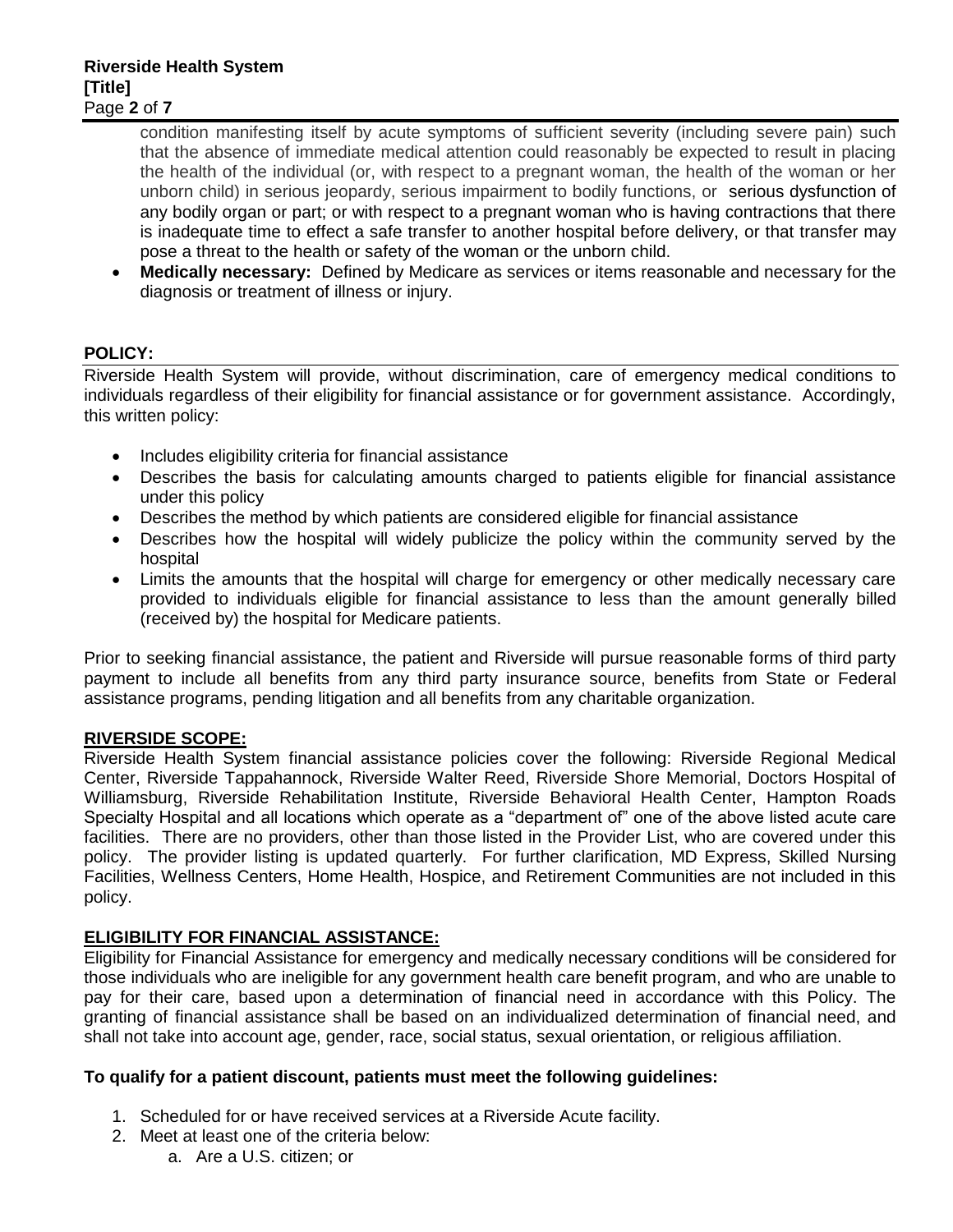condition manifesting itself by acute symptoms of sufficient severity (including severe pain) such that the absence of immediate medical attention could reasonably be expected to result in placing the health of the individual (or, with respect to a pregnant woman, the health of the woman or her unborn child) in serious jeopardy, serious impairment to bodily functions, or serious dysfunction of any bodily organ or part; or with respect to a pregnant woman who is having contractions that there is inadequate time to effect a safe transfer to another hospital before delivery, or that transfer may pose a threat to the health or safety of the woman or the unborn child.

- **Medically necessary:** Defined by Medicare as services or items reasonable and necessary for the diagnosis or treatment of illness or injury.

## POLICY:

Riverside Health System will provide, without discrimination, care of emergency medical conditions to individuals regardless of their eligibility for financial assistance or for government assistance. Accordingly, this written policy:

- Includes eligibility criteria for financial assistance
- Describes the basis for calculating amounts charged to patients eligible for financial assistance under this policy
- Describes the method by which patients are considered eligible for financial assistance
- Describes how the hospital will widely publicize the policy within the community served by the hospital
- Limits the amounts that the hospital will charge for emergency or other medically necessary care provided to individuals eligible for financial assistance to less than the amount generally billed (received by) the hospital for Medicare patients.

Prior to seeking financial assistance, the patient and Riverside will pursue reasonable forms of third party payment to include all benefits from any third party insurance source, benefits from State or Federal assistance programs, pending litigation and all benefits from any charitable organization.

## RIVERSIDE SCOPE:

Riverside Health System financial assistance policies cover the following: Riverside Regional Medical Center, Riverside Tappahannock, Riverside Walter Reed, Riverside Shore Memorial, Doctors Hospital of Williamsburg, Riverside Rehabilitation Institute, Riverside Behavioral Health Center, Hampton Roads Specialty Hospital and all locations which operate as a "department of" one of the above listed acute care facilities. There are no providers, other than those listed in the Provider List, who are covered under this policy. The provider listing is updated quarterly. For further clarification, MD Express, Skilled Nursing Facilities, Wellness Centers, Home Health, Hospice, and Retirement Communities are not included in this policy.

## ELIGIBILITY FOR FINANCIAL ASSISTANCE:

Eligibility for Financial Assistance for emergency and medically necessary conditions will be considered for those individuals who are ineligible for any government health care benefit program, and who are unable to pay for their care, based upon a determination of financial need in accordance with this Policy. The granting of financial assistance shall be based on an individualized determination of financial need, and shall not take into account age, gender, race, social status, sexual orientation, or religious affiliation.

**To qualify for a patient discount, patients must meet the following guidelines:**

1. Scheduled for or have received services at a Riverside Acute facility.
2. Meet at least one of the criteria below:
   a. Are a U.S. citizen; or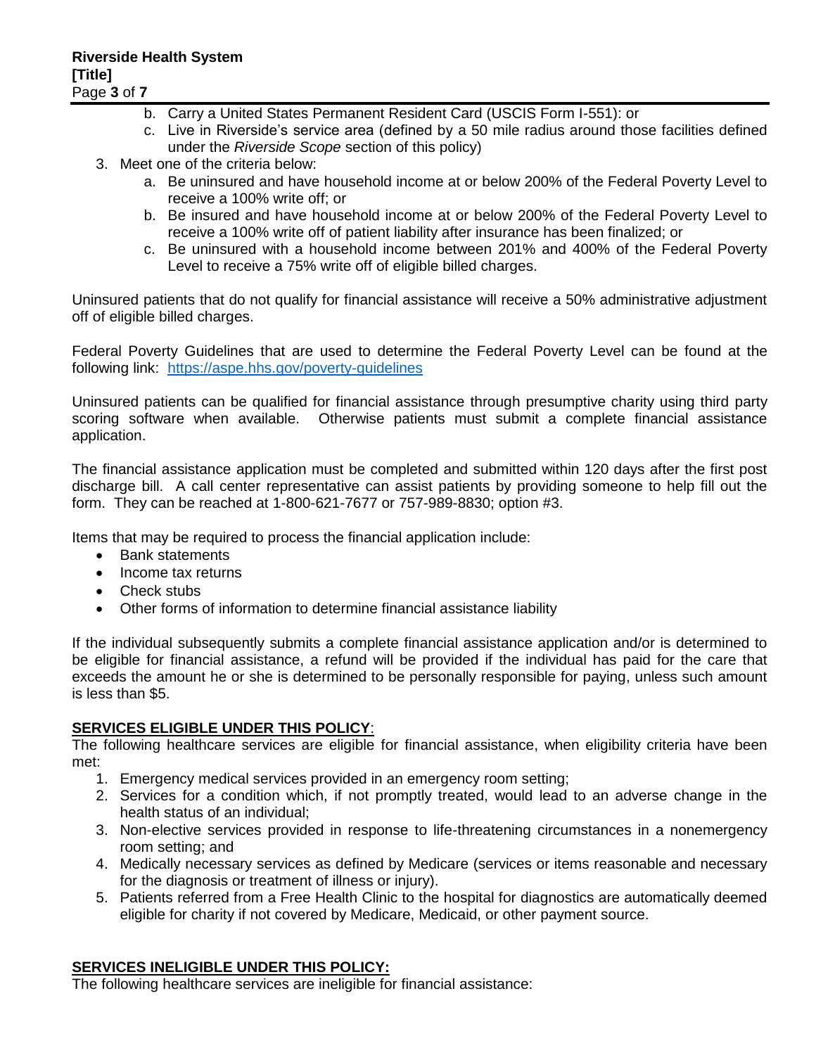b. Carry a United States Permanent Resident Card (USCIS Form I-551): or
   c. Live in Riverside's service area (defined by a 50 mile radius around those facilities defined under the *Riverside Scope* section of this policy)
3. Meet one of the criteria below:
   a. Be uninsured and have household income at or below 200% of the Federal Poverty Level to receive a 100% write off; or
   b. Be insured and have household income at or below 200% of the Federal Poverty Level to receive a 100% write off of patient liability after insurance has been finalized; or
   c. Be uninsured with a household income between 201% and 400% of the Federal Poverty Level to receive a 75% write off of eligible billed charges.

Uninsured patients that do not qualify for financial assistance will receive a 50% administrative adjustment off of eligible billed charges.

Federal Poverty Guidelines that are used to determine the Federal Poverty Level can be found at the following link: https://aspe.hhs.gov/poverty-guidelines

Uninsured patients can be qualified for financial assistance through presumptive charity using third party scoring software when available. Otherwise patients must submit a complete financial assistance application.

The financial assistance application must be completed and submitted within 120 days after the first post discharge bill. A call center representative can assist patients by providing someone to help fill out the form. They can be reached at 1-800-621-7677 or 757-989-8830; option #3.

Items that may be required to process the financial application include:

- Bank statements
- Income tax returns
- Check stubs
- Other forms of information to determine financial assistance liability

If the individual subsequently submits a complete financial assistance application and/or is determined to be eligible for financial assistance, a refund will be provided if the individual has paid for the care that exceeds the amount he or she is determined to be personally responsible for paying, unless such amount is less than $5.

**SERVICES ELIGIBLE UNDER THIS POLICY**:

The following healthcare services are eligible for financial assistance, when eligibility criteria have been met:

1. Emergency medical services provided in an emergency room setting;
2. Services for a condition which, if not promptly treated, would lead to an adverse change in the health status of an individual;
3. Non-elective services provided in response to life-threatening circumstances in a nonemergency room setting; and
4. Medically necessary services as defined by Medicare (services or items reasonable and necessary for the diagnosis or treatment of illness or injury).
5. Patients referred from a Free Health Clinic to the hospital for diagnostics are automatically deemed eligible for charity if not covered by Medicare, Medicaid, or other payment source.

**SERVICES INELIGIBLE UNDER THIS POLICY:**

The following healthcare services are ineligible for financial assistance: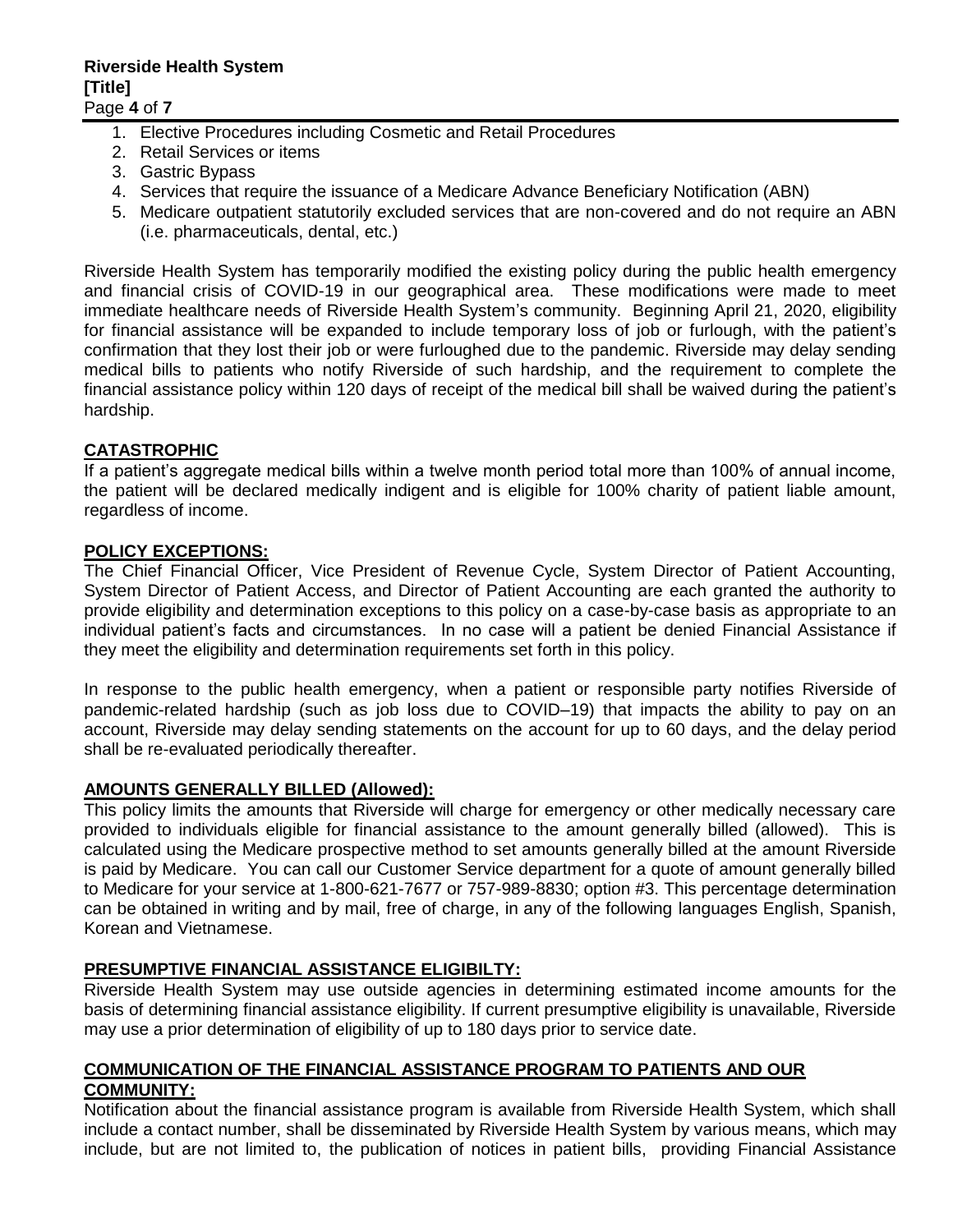1. Elective Procedures including Cosmetic and Retail Procedures
2. Retail Services or items
3. Gastric Bypass
4. Services that require the issuance of a Medicare Advance Beneficiary Notification (ABN)
5. Medicare outpatient statutorily excluded services that are non-covered and do not require an ABN (i.e. pharmaceuticals, dental, etc.)

Riverside Health System has temporarily modified the existing policy during the public health emergency and financial crisis of COVID-19 in our geographical area. These modifications were made to meet immediate healthcare needs of Riverside Health System's community. Beginning April 21, 2020, eligibility for financial assistance will be expanded to include temporary loss of job or furlough, with the patient's confirmation that they lost their job or were furloughed due to the pandemic. Riverside may delay sending medical bills to patients who notify Riverside of such hardship, and the requirement to complete the financial assistance policy within 120 days of receipt of the medical bill shall be waived during the patient's hardship.

## CATASTROPHIC

If a patient's aggregate medical bills within a twelve month period total more than 100% of annual income, the patient will be declared medically indigent and is eligible for 100% charity of patient liable amount, regardless of income.

## POLICY EXCEPTIONS:

The Chief Financial Officer, Vice President of Revenue Cycle, System Director of Patient Accounting, System Director of Patient Access, and Director of Patient Accounting are each granted the authority to provide eligibility and determination exceptions to this policy on a case-by-case basis as appropriate to an individual patient's facts and circumstances. In no case will a patient be denied Financial Assistance if they meet the eligibility and determination requirements set forth in this policy.

In response to the public health emergency, when a patient or responsible party notifies Riverside of pandemic-related hardship (such as job loss due to COVID–19) that impacts the ability to pay on an account, Riverside may delay sending statements on the account for up to 60 days, and the delay period shall be re-evaluated periodically thereafter.

## AMOUNTS GENERALLY BILLED (Allowed):

This policy limits the amounts that Riverside will charge for emergency or other medically necessary care provided to individuals eligible for financial assistance to the amount generally billed (allowed). This is calculated using the Medicare prospective method to set amounts generally billed at the amount Riverside is paid by Medicare. You can call our Customer Service department for a quote of amount generally billed to Medicare for your service at 1-800-621-7677 or 757-989-8830; option #3. This percentage determination can be obtained in writing and by mail, free of charge, in any of the following languages English, Spanish, Korean and Vietnamese.

## PRESUMPTIVE FINANCIAL ASSISTANCE ELIGIBILTY:

Riverside Health System may use outside agencies in determining estimated income amounts for the basis of determining financial assistance eligibility. If current presumptive eligibility is unavailable, Riverside may use a prior determination of eligibility of up to 180 days prior to service date.

## COMMUNICATION OF THE FINANCIAL ASSISTANCE PROGRAM TO PATIENTS AND OUR COMMUNITY:

Notification about the financial assistance program is available from Riverside Health System, which shall include a contact number, shall be disseminated by Riverside Health System by various means, which may include, but are not limited to, the publication of notices in patient bills, providing Financial Assistance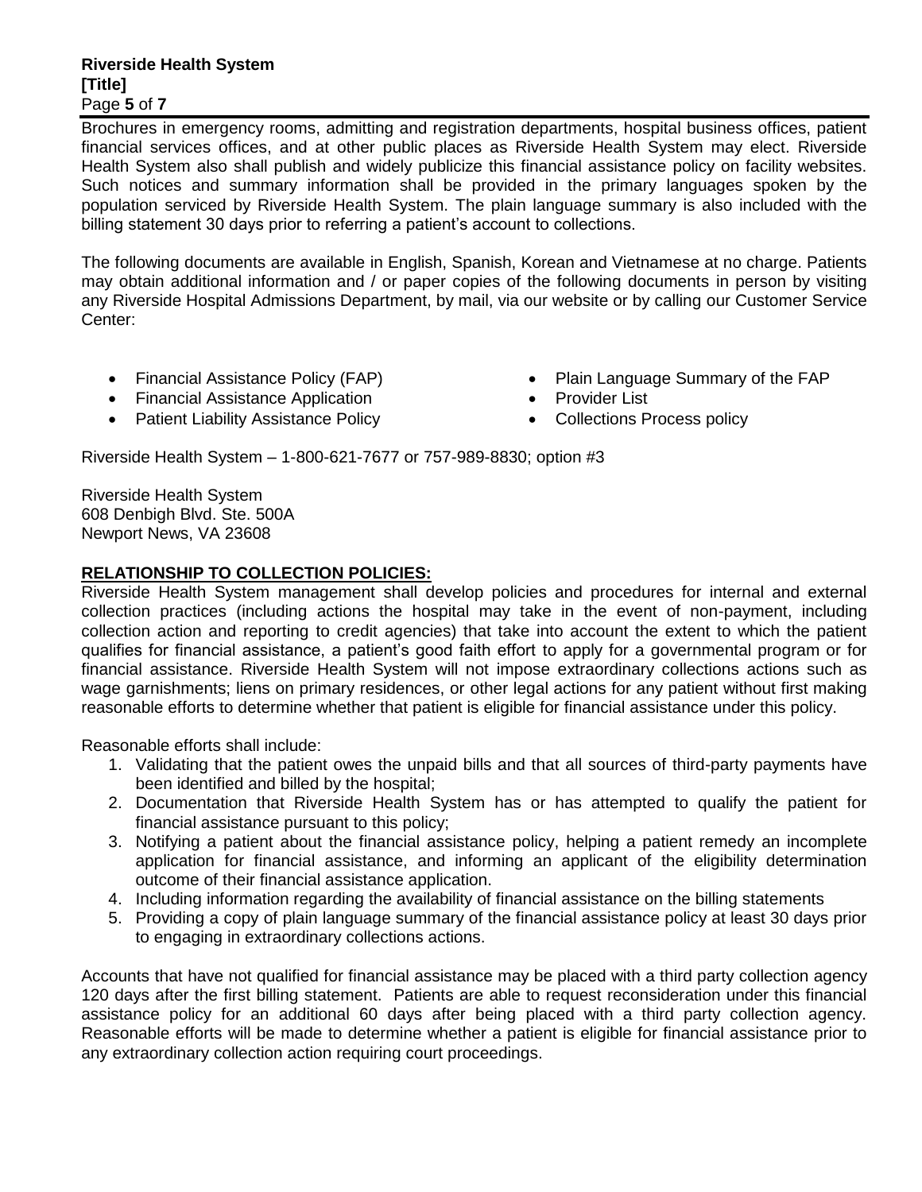Brochures in emergency rooms, admitting and registration departments, hospital business offices, patient financial services offices, and at other public places as Riverside Health System may elect. Riverside Health System also shall publish and widely publicize this financial assistance policy on facility websites. Such notices and summary information shall be provided in the primary languages spoken by the population serviced by Riverside Health System. The plain language summary is also included with the billing statement 30 days prior to referring a patient's account to collections.

The following documents are available in English, Spanish, Korean and Vietnamese at no charge. Patients may obtain additional information and / or paper copies of the following documents in person by visiting any Riverside Hospital Admissions Department, by mail, via our website or by calling our Customer Service Center:

- Financial Assistance Policy (FAP)
- Financial Assistance Application
- Patient Liability Assistance Policy
- Plain Language Summary of the FAP
- Provider List
- Collections Process policy

Riverside Health System – 1-800-621-7677 or 757-989-8830; option #3

Riverside Health System
608 Denbigh Blvd. Ste. 500A
Newport News, VA 23608

**RELATIONSHIP TO COLLECTION POLICIES:**

Riverside Health System management shall develop policies and procedures for internal and external collection practices (including actions the hospital may take in the event of non-payment, including collection action and reporting to credit agencies) that take into account the extent to which the patient qualifies for financial assistance, a patient's good faith effort to apply for a governmental program or for financial assistance. Riverside Health System will not impose extraordinary collections actions such as wage garnishments; liens on primary residences, or other legal actions for any patient without first making reasonable efforts to determine whether that patient is eligible for financial assistance under this policy.

Reasonable efforts shall include:

1. Validating that the patient owes the unpaid bills and that all sources of third-party payments have been identified and billed by the hospital;
2. Documentation that Riverside Health System has or has attempted to qualify the patient for financial assistance pursuant to this policy;
3. Notifying a patient about the financial assistance policy, helping a patient remedy an incomplete application for financial assistance, and informing an applicant of the eligibility determination outcome of their financial assistance application.
4. Including information regarding the availability of financial assistance on the billing statements
5. Providing a copy of plain language summary of the financial assistance policy at least 30 days prior to engaging in extraordinary collections actions.

Accounts that have not qualified for financial assistance may be placed with a third party collection agency 120 days after the first billing statement. Patients are able to request reconsideration under this financial assistance policy for an additional 60 days after being placed with a third party collection agency. Reasonable efforts will be made to determine whether a patient is eligible for financial assistance prior to any extraordinary collection action requiring court proceedings.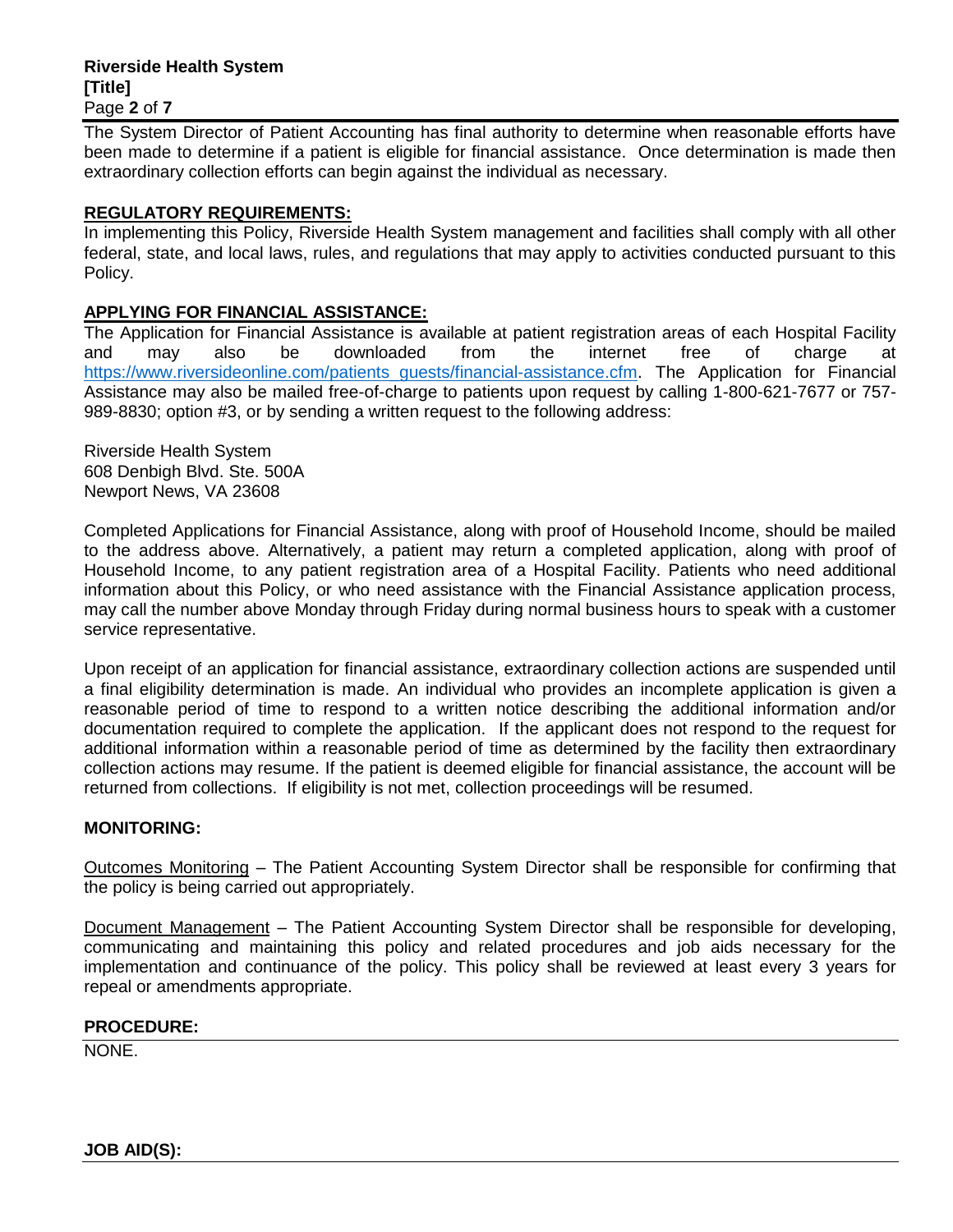The System Director of Patient Accounting has final authority to determine when reasonable efforts have been made to determine if a patient is eligible for financial assistance. Once determination is made then extraordinary collection efforts can begin against the individual as necessary.

## REGULATORY REQUIREMENTS:

In implementing this Policy, Riverside Health System management and facilities shall comply with all other federal, state, and local laws, rules, and regulations that may apply to activities conducted pursuant to this Policy.

## APPLYING FOR FINANCIAL ASSISTANCE:

The Application for Financial Assistance is available at patient registration areas of each Hospital Facility and may also be downloaded from the internet free of charge at https://www.riversideonline.com/patients_guests/financial-assistance.cfm. The Application for Financial Assistance may also be mailed free-of-charge to patients upon request by calling 1-800-621-7677 or 757-989-8830; option #3, or by sending a written request to the following address:

Riverside Health System
608 Denbigh Blvd. Ste. 500A
Newport News, VA 23608

Completed Applications for Financial Assistance, along with proof of Household Income, should be mailed to the address above. Alternatively, a patient may return a completed application, along with proof of Household Income, to any patient registration area of a Hospital Facility. Patients who need additional information about this Policy, or who need assistance with the Financial Assistance application process, may call the number above Monday through Friday during normal business hours to speak with a customer service representative.

Upon receipt of an application for financial assistance, extraordinary collection actions are suspended until a final eligibility determination is made. An individual who provides an incomplete application is given a reasonable period of time to respond to a written notice describing the additional information and/or documentation required to complete the application. If the applicant does not respond to the request for additional information within a reasonable period of time as determined by the facility then extraordinary collection actions may resume. If the patient is deemed eligible for financial assistance, the account will be returned from collections. If eligibility is not met, collection proceedings will be resumed.

## MONITORING:

Outcomes Monitoring – The Patient Accounting System Director shall be responsible for confirming that the policy is being carried out appropriately.

Document Management – The Patient Accounting System Director shall be responsible for developing, communicating and maintaining this policy and related procedures and job aids necessary for the implementation and continuance of the policy. This policy shall be reviewed at least every 3 years for repeal or amendments appropriate.

## PROCEDURE:

NONE.

## JOB AID(S):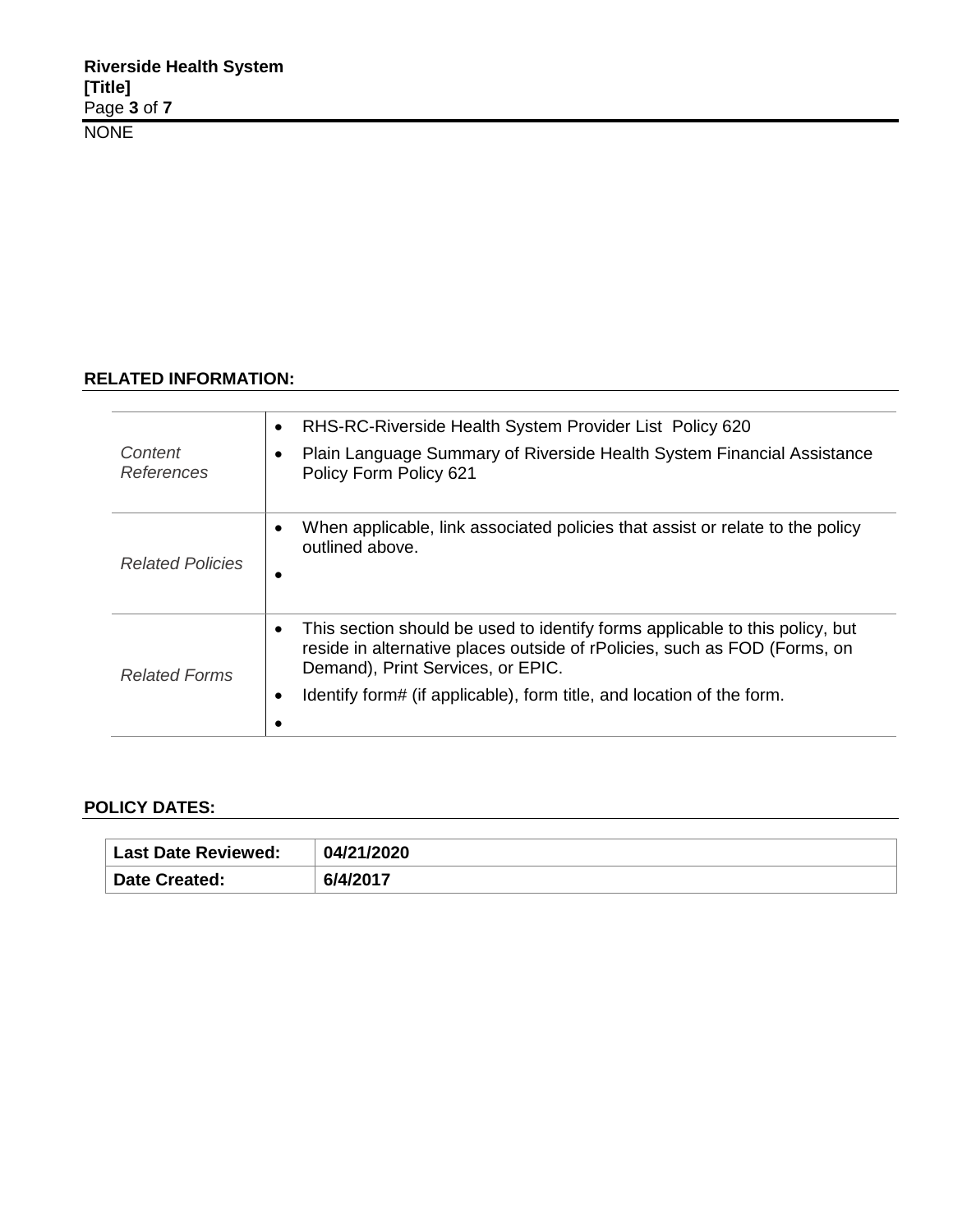NONE

## RELATED INFORMATION:

| | |
|---|---|
| *Content References* | • RHS-RC-Riverside Health System Provider List Policy 620<br>• Plain Language Summary of Riverside Health System Financial Assistance Policy Form Policy 621 |
| *Related Policies* | • When applicable, link associated policies that assist or relate to the policy outlined above.<br>• |
| *Related Forms* | • This section should be used to identify forms applicable to this policy, but reside in alternative places outside of rPolicies, such as FOD (Forms, on Demand), Print Services, or EPIC.<br>• Identify form# (if applicable), form title, and location of the form.<br>• |

## POLICY DATES:

| | |
|---|---|
| **Last Date Reviewed:** | **04/21/2020** |
| **Date Created:** | **6/4/2017** |